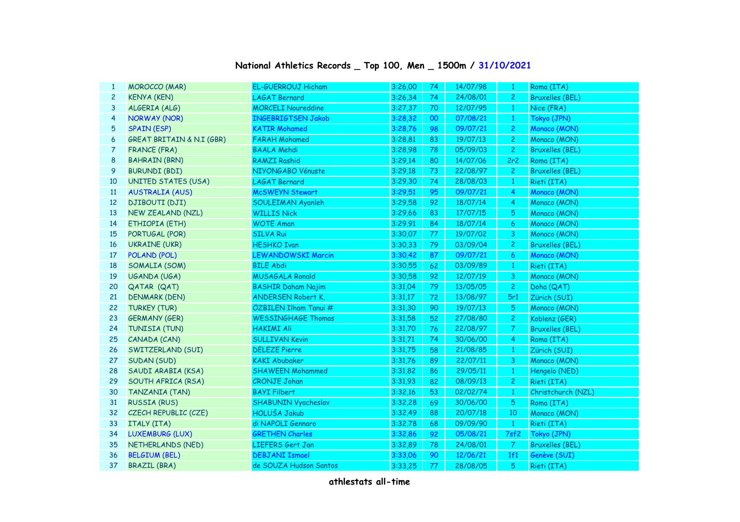## National Athletics Records _ Top 100, Men _ 1500m / 31/10/2021

| | | | | | | | |
|---|---|---|---|---|---|---|---|
| 1 | MOROCCO (MAR) | EL-GUERROUJ Hicham | 3:26,00 | 74 | 14/07/98 | 1 | Roma (ITA) |
| 2 | KENYA (KEN) | LAGAT Bernard | 3:26,34 | 74 | 24/08/01 | 2 | Bruxelles (BEL) |
| 3 | ALGERIA (ALG) | MORCELI Noureddine | 3:27,37 | 70 | 12/07/95 | 1 | Nice (FRA) |
| 4 | NORWAY (NOR) | INGEBRIGTSEN Jakob | 3:28,32 | 00 | 07/08/21 | 1 | Tokyo (JPN) |
| 5 | SPAIN (ESP) | KATIR Mohamed | 3:28,76 | 98 | 09/07/21 | 2 | Monaco (MON) |
| 6 | GREAT BRITAIN & N.I (GBR) | FARAH Mohamed | 3:28,81 | 83 | 19/07/13 | 2 | Monaco (MON) |
| 7 | FRANCE (FRA) | BAALA Mehdi | 3:28,98 | 78 | 05/09/03 | 2 | Bruxelles (BEL) |
| 8 | BAHRAIN (BRN) | RAMZI Rashid | 3:29,14 | 80 | 14/07/06 | 2r2 | Roma (ITA) |
| 9 | BURUNDI (BDI) | NIYONGABO Vénuste | 3:29,18 | 73 | 22/08/97 | 2 | Bruxelles (BEL) |
| 10 | UNITED STATES (USA) | LAGAT Bernard | 3:29,30 | 74 | 28/08/03 | 1 | Rieti (ITA) |
| 11 | AUSTRALIA (AUS) | McSWEYN Stewart | 3:29,51 | 95 | 09/07/21 | 4 | Monaco (MON) |
| 12 | DJIBOUTI (DJI) | SOULEIMAN Ayanleh | 3:29,58 | 92 | 18/07/14 | 4 | Monaco (MON) |
| 13 | NEW ZEALAND (NZL) | WILLIS Nick | 3:29,66 | 83 | 17/07/15 | 5 | Monaco (MON) |
| 14 | ETHIOPIA (ETH) | WOTE Aman | 3:29,91 | 84 | 18/07/14 | 6 | Monaco (MON) |
| 15 | PORTUGAL (POR) | SILVA Rui | 3:30,07 | 77 | 19/07/02 | 3 | Monaco (MON) |
| 16 | UKRAINE (UKR) | HESHKO Ivan | 3:30,33 | 79 | 03/09/04 | 2 | Bruxelles (BEL) |
| 17 | POLAND (POL) | LEWANDOWSKI Marcin | 3:30,42 | 87 | 09/07/21 | 6 | Monaco (MON) |
| 18 | SOMALIA (SOM) | BILE Abdi | 3:30,55 | 62 | 03/09/89 | 1 | Rieti (ITA) |
| 19 | UGANDA (UGA) | MUSAGALA Ronald | 3:30,58 | 92 | 12/07/19 | 3 | Monaco (MON) |
| 20 | QATAR (QAT) | BASHIR Daham Najim | 3:31,04 | 79 | 13/05/05 | 2 | Doha (QAT) |
| 21 | DENMARK (DEN) | ANDERSEN Robert K, | 3:31,17 | 72 | 13/08/97 | 5r1 | Zürich (SUI) |
| 22 | TURKEY (TUR) | ÖZBILEN Ilham Tanui # | 3:31,30 | 90 | 19/07/13 | 5 | Monaco (MON) |
| 23 | GERMANY (GER) | WESSINGHAGE Thomas | 3:31,58 | 52 | 27/08/80 | 2 | Koblenz (GER) |
| 24 | TUNISIA (TUN) | HAKIMI Ali | 3:31,70 | 76 | 22/08/97 | 7 | Bruxelles (BEL) |
| 25 | CANADA (CAN) | SULLIVAN Kevin | 3:31,71 | 74 | 30/06/00 | 4 | Roma (ITA) |
| 26 | SWITZERLAND (SUI) | DELEZE Pierre | 3:31,75 | 58 | 21/08/85 | 1 | Zürich (SUI) |
| 27 | SUDAN (SUD) | KAKI Abubaker | 3:31,76 | 89 | 22/07/11 | 3 | Monaco (MON) |
| 28 | SAUDI ARABIA (KSA) | SHAWEEN Mohammed | 3:31,82 | 86 | 29/05/11 | 1 | Hengelo (NED) |
| 29 | SOUTH AFRICA (RSA) | CRONJE Johan | 3:31,93 | 82 | 08/09/13 | 2 | Rieti (ITA) |
| 30 | TANZANIA (TAN) | BAYI Filbert | 3:32,16 | 53 | 02/02/74 | 1 | Christchurch (NZL) |
| 31 | RUSSIA (RUS) | SHABUNIN Vyacheslav | 3:32,28 | 69 | 30/06/00 | 5 | Roma (ITA) |
| 32 | CZECH REPUBLIC (CZE) | HOLUŠA Jakub | 3:32,49 | 88 | 20/07/18 | 10 | Monaco (MON) |
| 33 | ITALY (ITA) | di NAPOLI Gennaro | 3:32,78 | 68 | 09/09/90 | 1 | Rieti (ITA) |
| 34 | LUXEMBURG (LUX) | GRETHEN Charles | 3:32,86 | 92 | 05/08/21 | 7sf2 | Tokyo (JPN) |
| 35 | NETHERLANDS (NED) | LIEFERS Gert Jan | 3:32,89 | 78 | 24/08/01 | 7 | Bruxelles (BEL) |
| 36 | BELGIUM (BEL) | DEBJANI Ismael | 3:33,06 | 90 | 12/06/21 | 1f1 | Genève (SUI) |
| 37 | BRAZIL (BRA) | de SOUZA Hudson Santos | 3:33,25 | 77 | 28/08/05 | 5 | Rieti (ITA) |

athlestats all-time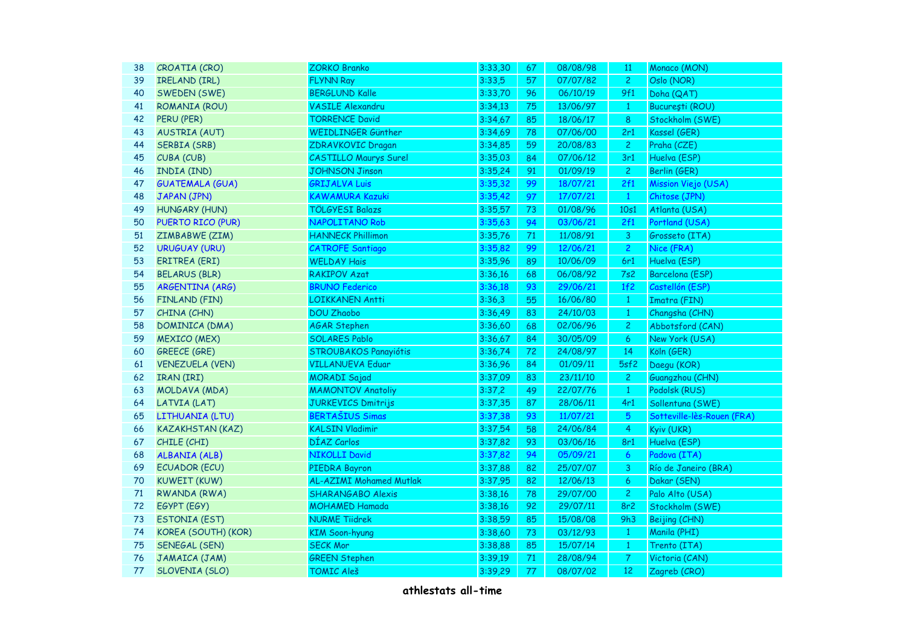| | | | | | | | |
|---|---|---|---|---|---|---|---|
| 38 | CROATIA (CRO) | ZORKO Branko | 3:33,30 | 67 | 08/08/98 | 11 | Monaco (MON) |
| 39 | IRELAND (IRL) | FLYNN Ray | 3:33,5 | 57 | 07/07/82 | 2 | Oslo (NOR) |
| 40 | SWEDEN (SWE) | BERGLUND Kalle | 3:33,70 | 96 | 06/10/19 | 9f1 | Doha (QAT) |
| 41 | ROMANIA (ROU) | VASILE Alexandru | 3:34,13 | 75 | 13/06/97 | 1 | Bucureşti (ROU) |
| 42 | PERU (PER) | TORRENCE David | 3:34,67 | 85 | 18/06/17 | 8 | Stockholm (SWE) |
| 43 | AUSTRIA (AUT) | WEIDLINGER Günther | 3:34,69 | 78 | 07/06/00 | 2r1 | Kassel (GER) |
| 44 | SERBIA (SRB) | ZDRAVKOVIC Dragan | 3:34,85 | 59 | 20/08/83 | 2 | Praha (CZE) |
| 45 | CUBA (CUB) | CASTILLO Maurys Surel | 3:35,03 | 84 | 07/06/12 | 3r1 | Huelva (ESP) |
| 46 | INDIA (IND) | JOHNSON Jinson | 3:35,24 | 91 | 01/09/19 | 2 | Berlin (GER) |
| 47 | GUATEMALA (GUA) | GRIJALVA Luis | 3:35,32 | 99 | 18/07/21 | 2f1 | Mission Viejo (USA) |
| 48 | JAPAN (JPN) | KAWAMURA Kazuki | 3:35,42 | 97 | 17/07/21 | 1 | Chitose (JPN) |
| 49 | HUNGARY (HUN) | TÖLGYESI Balazs | 3:35,57 | 73 | 01/08/96 | 10s1 | Atlanta (USA) |
| 50 | PUERTO RICO (PUR) | NAPOLITANO Rob | 3:35,63 | 94 | 03/06/21 | 2f1 | Portland (USA) |
| 51 | ZIMBABWE (ZIM) | HANNECK Phillimon | 3:35,76 | 71 | 11/08/91 | 3 | Grosseto (ITA) |
| 52 | URUGUAY (URU) | CATROFE Santiago | 3:35,82 | 99 | 12/06/21 | 2 | Nice (FRA) |
| 53 | ERITREA (ERI) | WELDAY Hais | 3:35,96 | 89 | 10/06/09 | 6r1 | Huelva (ESP) |
| 54 | BELARUS (BLR) | RAKIPOV Azat | 3:36,16 | 68 | 06/08/92 | 7s2 | Barcelona (ESP) |
| 55 | ARGENTINA (ARG) | BRUNO Federico | 3:36,18 | 93 | 29/06/21 | 1f2 | Castellón (ESP) |
| 56 | FINLAND (FIN) | LOIKKANEN Antti | 3:36,3 | 55 | 16/06/80 | 1 | Imatra (FIN) |
| 57 | CHINA (CHN) | DOU Zhaobo | 3:36,49 | 83 | 24/10/03 | 1 | Changsha (CHN) |
| 58 | DOMINICA (DMA) | AGAR Stephen | 3:36,60 | 68 | 02/06/96 | 2 | Abbotsford (CAN) |
| 59 | MEXICO (MEX) | SOLARES Pablo | 3:36,67 | 84 | 30/05/09 | 6 | New York (USA) |
| 60 | GREECE (GRE) | STROUBAKOS Panayiótis | 3:36,74 | 72 | 24/08/97 | 14 | Köln (GER) |
| 61 | VENEZUELA (VEN) | VILLANUEVA Eduar | 3:36,96 | 84 | 01/09/11 | 5sf2 | Daegu (KOR) |
| 62 | IRAN (IRI) | MORADI Sajad | 3:37,09 | 83 | 23/11/10 | 2 | Guangzhou (CHN) |
| 63 | MOLDAVA (MDA) | MAMONTOV Anatoliy | 3:37,2 | 49 | 22/07/76 | 1 | Podolsk (RUS) |
| 64 | LATVIA (LAT) | JURKEVICS Dmitrijs | 3:37,35 | 87 | 28/06/11 | 4r1 | Sollentuna (SWE) |
| 65 | LITHUANIA (LTU) | BERTAŠIUS Simas | 3:37,38 | 93 | 11/07/21 | 5 | Sotteville-lès-Rouen (FRA) |
| 66 | KAZAKHSTAN (KAZ) | KALSIN Vladimir | 3:37,54 | 58 | 24/06/84 | 4 | Kyiv (UKR) |
| 67 | CHILE (CHI) | DÍAZ Carlos | 3:37,82 | 93 | 03/06/16 | 8r1 | Huelva (ESP) |
| 68 | ALBANIA (ALB) | NIKOLLI David | 3:37,82 | 94 | 05/09/21 | 6 | Padova (ITA) |
| 69 | ECUADOR (ECU) | PIEDRA Bayron | 3:37,88 | 82 | 25/07/07 | 3 | Río de Janeiro (BRA) |
| 70 | KUWEIT (KUW) | AL-AZIMI Mohamed Mutlak | 3:37,95 | 82 | 12/06/13 | 6 | Dakar (SEN) |
| 71 | RWANDA (RWA) | SHARANGABO Alexis | 3:38,16 | 78 | 29/07/00 | 2 | Palo Alto (USA) |
| 72 | EGYPT (EGY) | MOHAMED Hamada | 3:38,16 | 92 | 29/07/11 | 8r2 | Stockholm (SWE) |
| 73 | ESTONIA (EST) | NURME Tiidrek | 3:38,59 | 85 | 15/08/08 | 9h3 | Beijing (CHN) |
| 74 | KOREA (SOUTH) (KOR) | KIM Soon-hyung | 3:38,60 | 73 | 03/12/93 | 1 | Manila (PHI) |
| 75 | SENEGAL (SEN) | SECK Mor | 3:38,88 | 85 | 15/07/14 | 1 | Trento (ITA) |
| 76 | JAMAICA (JAM) | GREEN Stephen | 3:39,19 | 71 | 28/08/94 | 7 | Victoria (CAN) |
| 77 | SLOVENIA (SLO) | TOMIC Aleš | 3:39,29 | 77 | 08/07/02 | 12 | Zagreb (CRO) |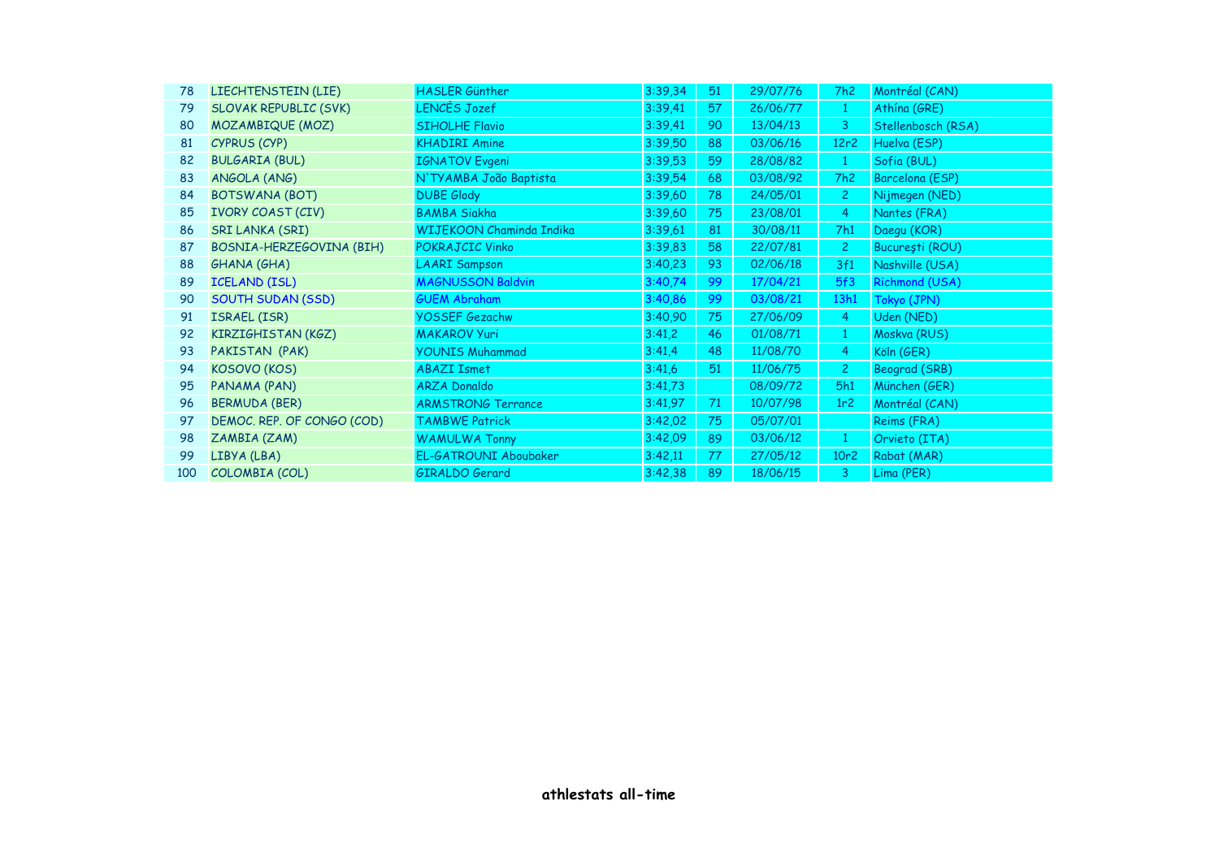| | | | | | | | |
|---|---|---|---|---|---|---|---|
| 78 | LIECHTENSTEIN (LIE) | HASLER Günther | 3:39,34 | 51 | 29/07/76 | 7h2 | Montréal (CAN) |
| 79 | SLOVAK REPUBLIC (SVK) | LENCÉS Jozef | 3:39,41 | 57 | 26/06/77 | 1 | Athína (GRE) |
| 80 | MOZAMBIQUE (MOZ) | SIHOLHE Flavio | 3:39,41 | 90 | 13/04/13 | 3 | Stellenbosch (RSA) |
| 81 | CYPRUS (CYP) | KHADIRI Amine | 3:39,50 | 88 | 03/06/16 | 12r2 | Huelva (ESP) |
| 82 | BULGARIA (BUL) | IGNATOV Evgeni | 3:39,53 | 59 | 28/08/82 | 1 | Sofia (BUL) |
| 83 | ANGOLA (ANG) | N'TYAMBA João Baptista | 3:39,54 | 68 | 03/08/92 | 7h2 | Barcelona (ESP) |
| 84 | BOTSWANA (BOT) | DUBE Glody | 3:39,60 | 78 | 24/05/01 | 2 | Nijmegen (NED) |
| 85 | IVORY COAST (CIV) | BAMBA Siakha | 3:39,60 | 75 | 23/08/01 | 4 | Nantes (FRA) |
| 86 | SRI LANKA (SRI) | WIJEKOON Chaminda Indika | 3:39,61 | 81 | 30/08/11 | 7h1 | Daegu (KOR) |
| 87 | BOSNIA-HERZEGOVINA (BIH) | POKRAJCIC Vinko | 3:39,83 | 58 | 22/07/81 | 2 | Bucureşti (ROU) |
| 88 | GHANA (GHA) | LAARI Sampson | 3:40,23 | 93 | 02/06/18 | 3f1 | Nashville (USA) |
| 89 | ICELAND (ISL) | MAGNUSSON Baldvin | 3:40,74 | 99 | 17/04/21 | 5f3 | Richmond (USA) |
| 90 | SOUTH SUDAN (SSD) | GUEM Abraham | 3:40,86 | 99 | 03/08/21 | 13h1 | Tokyo (JPN) |
| 91 | ISRAEL (ISR) | YOSSEF Gezachw | 3:40,90 | 75 | 27/06/09 | 4 | Uden (NED) |
| 92 | KIRZIGHISTAN (KGZ) | MAKAROV Yuri | 3:41,2 | 46 | 01/08/71 | 1 | Moskva (RUS) |
| 93 | PAKISTAN (PAK) | YOUNIS Muhammad | 3:41,4 | 48 | 11/08/70 | 4 | Köln (GER) |
| 94 | KOSOVO (KOS) | ABAZI Ismet | 3:41,6 | 51 | 11/06/75 | 2 | Beograd (SRB) |
| 95 | PANAMA (PAN) | ARZA Donaldo | 3:41,73 | | 08/09/72 | 5h1 | München (GER) |
| 96 | BERMUDA (BER) | ARMSTRONG Terrance | 3:41,97 | 71 | 10/07/98 | 1r2 | Montréal (CAN) |
| 97 | DEMOC. REP. OF CONGO (COD) | TAMBWE Patrick | 3:42,02 | 75 | 05/07/01 | | Reims (FRA) |
| 98 | ZAMBIA (ZAM) | WAMULWA Tonny | 3:42,09 | 89 | 03/06/12 | 1 | Orvieto (ITA) |
| 99 | LIBYA (LBA) | EL-GATROUNI Aboubaker | 3:42,11 | 77 | 27/05/12 | 10r2 | Rabat (MAR) |
| 100 | COLOMBIA (COL) | GIRALDO Gerard | 3:42,38 | 89 | 18/06/15 | 3 | Lima (PER) |

**athlestats all-time**